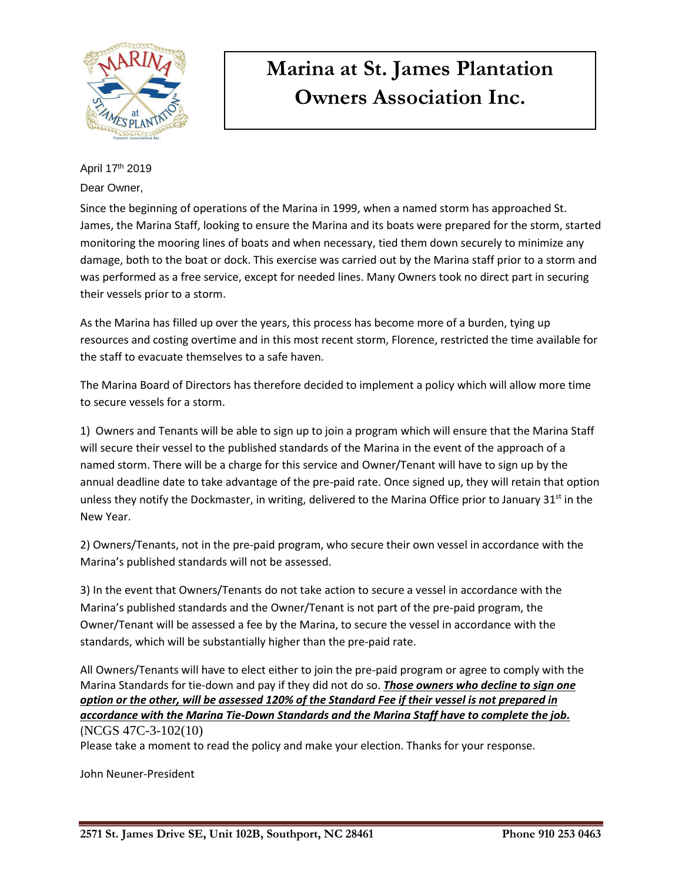# Marina at St. James Plantation Owners Association Inc.

April 17th 2019

Dear Owner,

Since the beginning of operations of the Marina in 1999, when a named storm has approached St. James, the Marina Staff, looking to ensure the Marina and its boats were prepared for the storm, started monitoring the mooring lines of boats and when necessary, tied them down securely to minimize any damage, both to the boat or dock. This exercise was carried out by the Marina staff prior to a storm and was performed as a free service, except for needed lines. Many Owners took no direct part in securing their vessels prior to a storm.

As the Marina has filled up over the years, this process has become more of a burden, tying up resources and costing overtime and in this most recent storm, Florence, restricted the time available for the staff to evacuate themselves to a safe haven.

The Marina Board of Directors has therefore decided to implement a policy which will allow more time to secure vessels for a storm.

1) Owners and Tenants will be able to sign up to join a program which will ensure that the Marina Staff will secure their vessel to the published standards of the Marina in the event of the approach of a named storm. There will be a charge for this service and Owner/Tenant will have to sign up by the annual deadline date to take advantage of the pre-paid rate. Once signed up, they will retain that option unless they notify the Dockmaster, in writing, delivered to the Marina Office prior to January 31st in the New Year.

2) Owners/Tenants, not in the pre-paid program, who secure their own vessel in accordance with the Marina's published standards will not be assessed.

3) In the event that Owners/Tenants do not take action to secure a vessel in accordance with the Marina's published standards and the Owner/Tenant is not part of the pre-paid program, the Owner/Tenant will be assessed a fee by the Marina, to secure the vessel in accordance with the standards, which will be substantially higher than the pre-paid rate.

All Owners/Tenants will have to elect either to join the pre-paid program or agree to comply with the Marina Standards for tie-down and pay if they did not do so. ***Those owners who decline to sign one option or the other, will be assessed 120% of the Standard Fee if their vessel is not prepared in accordance with the Marina Tie-Down Standards and the Marina Staff have to complete the job.*** (NCGS 47C-3-102(10)

Please take a moment to read the policy and make your election. Thanks for your response.

John Neuner-President

2571 St. James Drive SE, Unit 102B, Southport, NC 28461 Phone 910 253 0463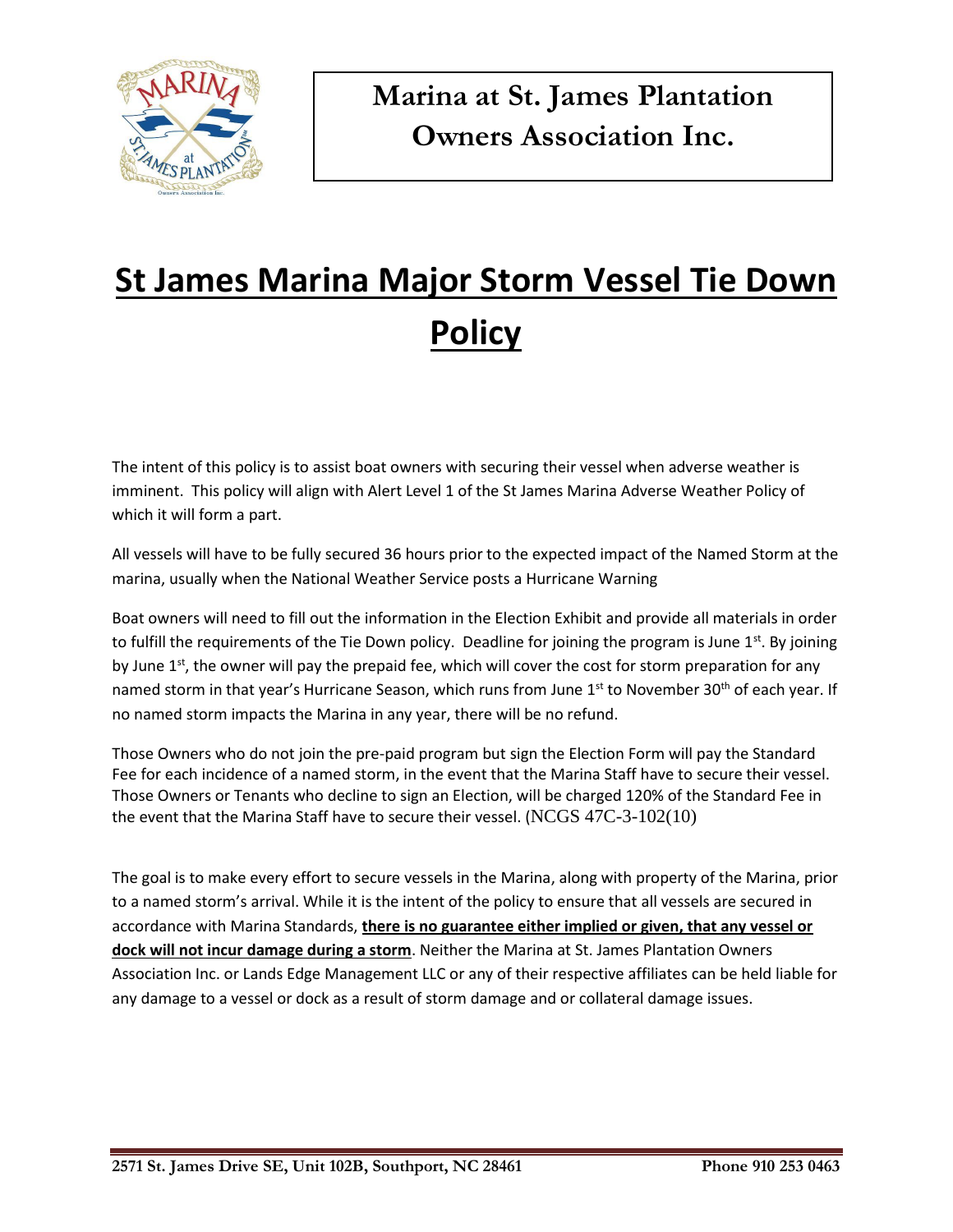**Marina at St. James Plantation Owners Association Inc.**

# St James Marina Major Storm Vessel Tie Down Policy

The intent of this policy is to assist boat owners with securing their vessel when adverse weather is imminent. This policy will align with Alert Level 1 of the St James Marina Adverse Weather Policy of which it will form a part.

All vessels will have to be fully secured 36 hours prior to the expected impact of the Named Storm at the marina, usually when the National Weather Service posts a Hurricane Warning

Boat owners will need to fill out the information in the Election Exhibit and provide all materials in order to fulfill the requirements of the Tie Down policy. Deadline for joining the program is June 1st. By joining by June 1st, the owner will pay the prepaid fee, which will cover the cost for storm preparation for any named storm in that year's Hurricane Season, which runs from June 1st to November 30th of each year. If no named storm impacts the Marina in any year, there will be no refund.

Those Owners who do not join the pre-paid program but sign the Election Form will pay the Standard Fee for each incidence of a named storm, in the event that the Marina Staff have to secure their vessel. Those Owners or Tenants who decline to sign an Election, will be charged 120% of the Standard Fee in the event that the Marina Staff have to secure their vessel. (NCGS 47C-3-102(10)

The goal is to make every effort to secure vessels in the Marina, along with property of the Marina, prior to a named storm's arrival. While it is the intent of the policy to ensure that all vessels are secured in accordance with Marina Standards, **there is no guarantee either implied or given, that any vessel or dock will not incur damage during a storm**. Neither the Marina at St. James Plantation Owners Association Inc. or Lands Edge Management LLC or any of their respective affiliates can be held liable for any damage to a vessel or dock as a result of storm damage and or collateral damage issues.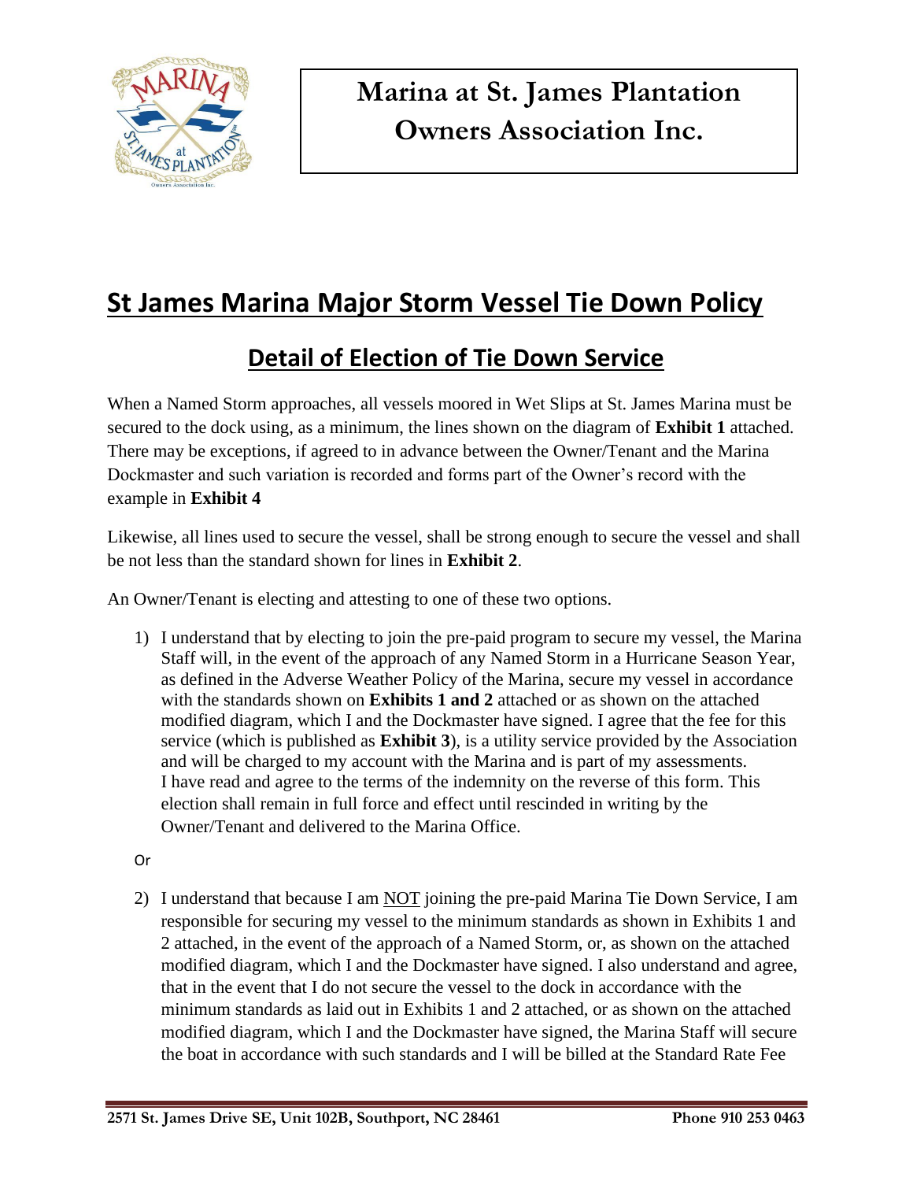# Marina at St. James Plantation Owners Association Inc.

## St James Marina Major Storm Vessel Tie Down Policy

### Detail of Election of Tie Down Service

When a Named Storm approaches, all vessels moored in Wet Slips at St. James Marina must be secured to the dock using, as a minimum, the lines shown on the diagram of **Exhibit 1** attached. There may be exceptions, if agreed to in advance between the Owner/Tenant and the Marina Dockmaster and such variation is recorded and forms part of the Owner's record with the example in **Exhibit 4**

Likewise, all lines used to secure the vessel, shall be strong enough to secure the vessel and shall be not less than the standard shown for lines in **Exhibit 2**.

An Owner/Tenant is electing and attesting to one of these two options.

1) I understand that by electing to join the pre-paid program to secure my vessel, the Marina Staff will, in the event of the approach of any Named Storm in a Hurricane Season Year, as defined in the Adverse Weather Policy of the Marina, secure my vessel in accordance with the standards shown on **Exhibits 1 and 2** attached or as shown on the attached modified diagram, which I and the Dockmaster have signed. I agree that the fee for this service (which is published as **Exhibit 3**), is a utility service provided by the Association and will be charged to my account with the Marina and is part of my assessments. I have read and agree to the terms of the indemnity on the reverse of this form. This election shall remain in full force and effect until rescinded in writing by the Owner/Tenant and delivered to the Marina Office.

Or

2) I understand that because I am <u>NOT</u> joining the pre-paid Marina Tie Down Service, I am responsible for securing my vessel to the minimum standards as shown in Exhibits 1 and 2 attached, in the event of the approach of a Named Storm, or, as shown on the attached modified diagram, which I and the Dockmaster have signed. I also understand and agree, that in the event that I do not secure the vessel to the dock in accordance with the minimum standards as laid out in Exhibits 1 and 2 attached, or as shown on the attached modified diagram, which I and the Dockmaster have signed, the Marina Staff will secure the boat in accordance with such standards and I will be billed at the Standard Rate Fee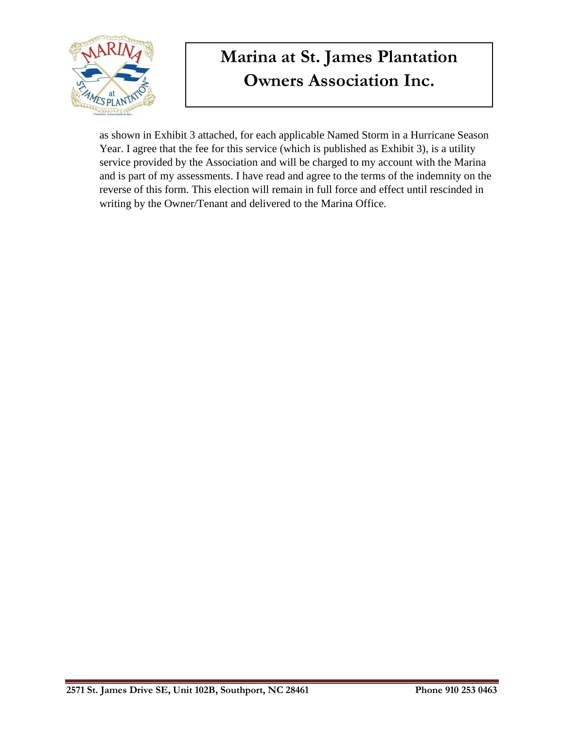as shown in Exhibit 3 attached, for each applicable Named Storm in a Hurricane Season Year. I agree that the fee for this service (which is published as Exhibit 3), is a utility service provided by the Association and will be charged to my account with the Marina and is part of my assessments. I have read and agree to the terms of the indemnity on the reverse of this form. This election will remain in full force and effect until rescinded in writing by the Owner/Tenant and delivered to the Marina Office.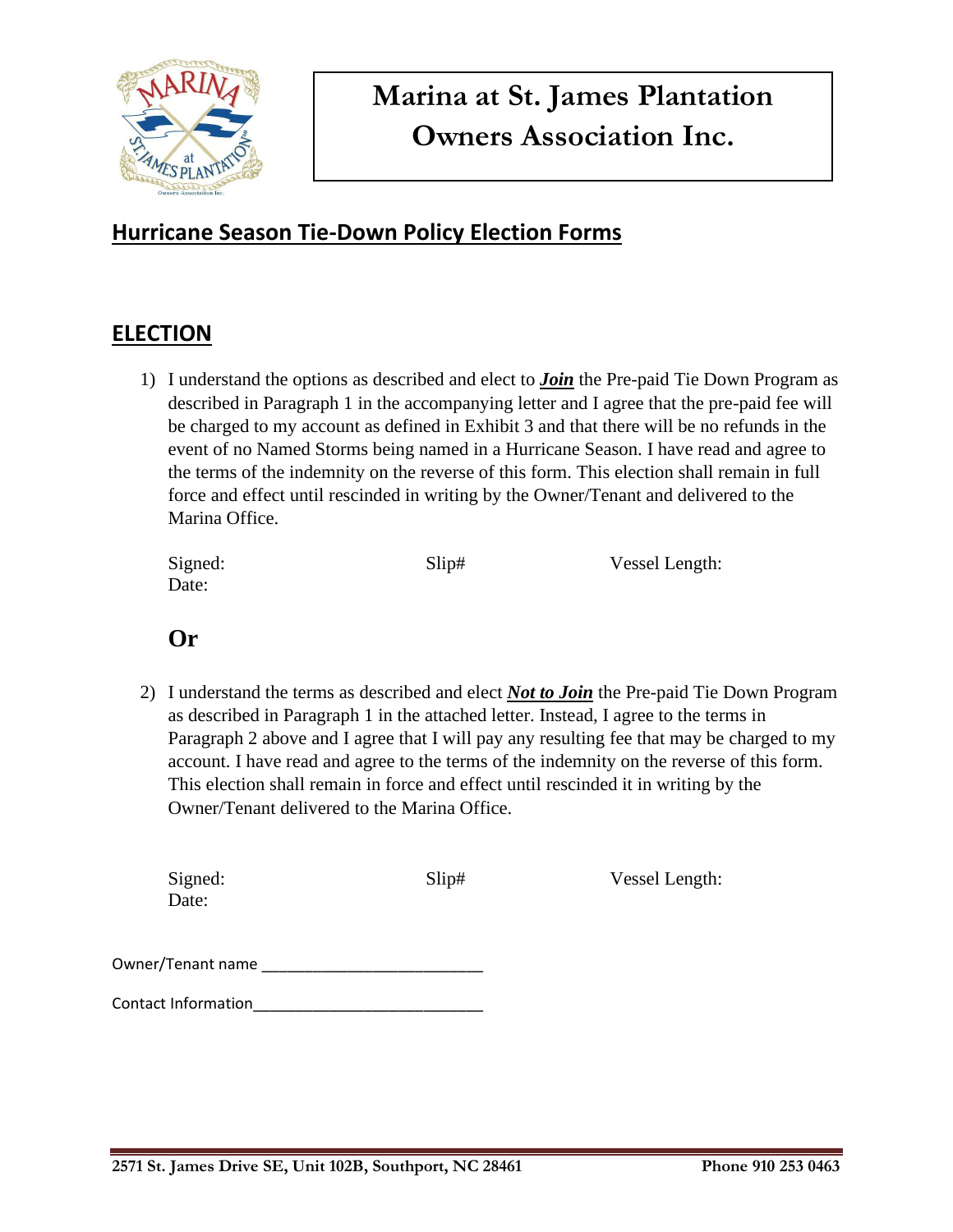# Marina at St. James Plantation Owners Association Inc.

## Hurricane Season Tie-Down Policy Election Forms

## ELECTION

1) I understand the options as described and elect to ***Join*** the Pre-paid Tie Down Program as described in Paragraph 1 in the accompanying letter and I agree that the pre-paid fee will be charged to my account as defined in Exhibit 3 and that there will be no refunds in the event of no Named Storms being named in a Hurricane Season. I have read and agree to the terms of the indemnity on the reverse of this form. This election shall remain in full force and effect until rescinded in writing by the Owner/Tenant and delivered to the Marina Office.

   Signed: Slip# Vessel Length:
   Date:

   **Or**

2) I understand the terms as described and elect ***Not to Join*** the Pre-paid Tie Down Program as described in Paragraph 1 in the attached letter. Instead, I agree to the terms in Paragraph 2 above and I agree that I will pay any resulting fee that may be charged to my account. I have read and agree to the terms of the indemnity on the reverse of this form. This election shall remain in force and effect until rescinded it in writing by the Owner/Tenant delivered to the Marina Office.

   Signed: Slip# Vessel Length:
   Date:

Owner/Tenant name ___________________________

Contact Information____________________________

2571 St. James Drive SE, Unit 102B, Southport, NC 28461 Phone 910 253 0463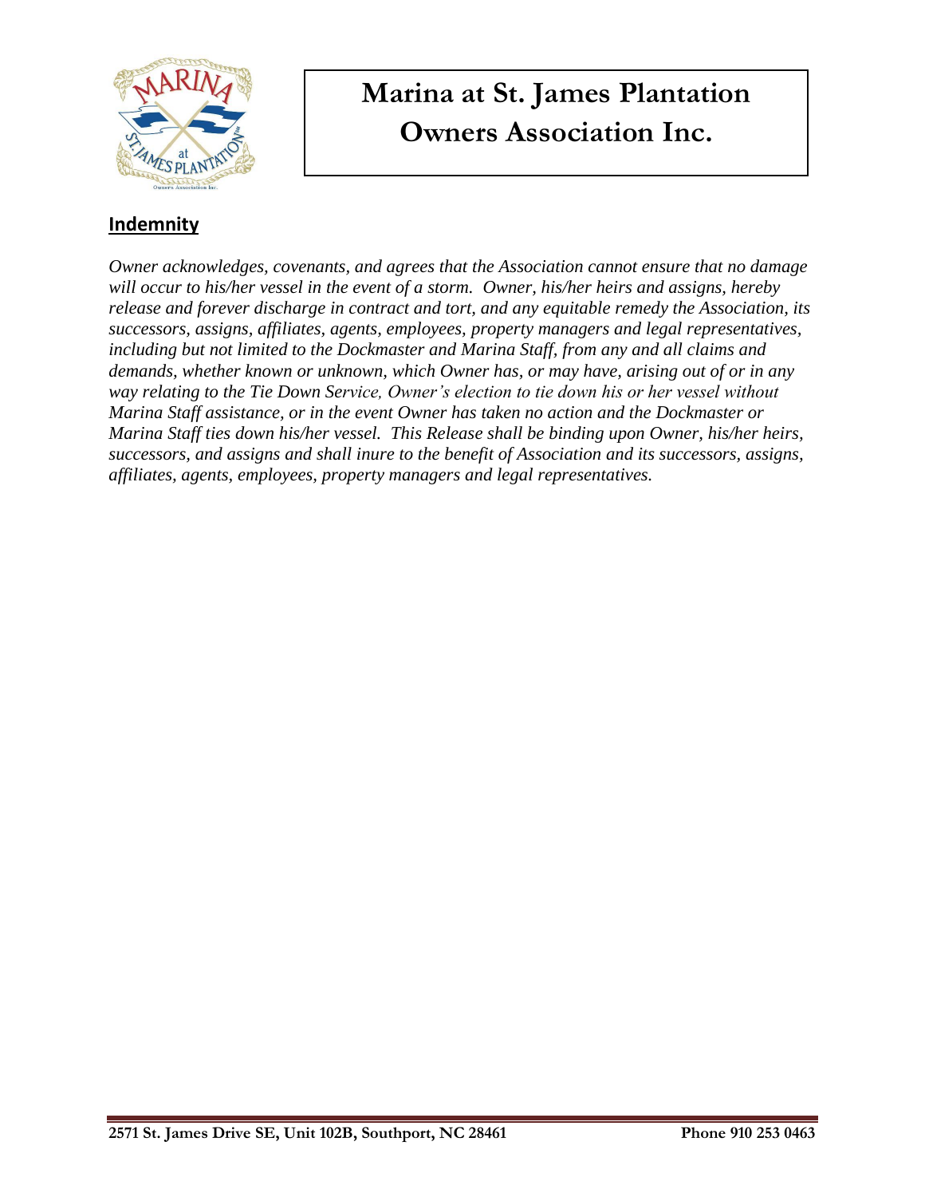# Marina at St. James Plantation Owners Association Inc.

## Indemnity

*Owner acknowledges, covenants, and agrees that the Association cannot ensure that no damage will occur to his/her vessel in the event of a storm. Owner, his/her heirs and assigns, hereby release and forever discharge in contract and tort, and any equitable remedy the Association, its successors, assigns, affiliates, agents, employees, property managers and legal representatives, including but not limited to the Dockmaster and Marina Staff, from any and all claims and demands, whether known or unknown, which Owner has, or may have, arising out of or in any way relating to the Tie Down Service, Owner's election to tie down his or her vessel without Marina Staff assistance, or in the event Owner has taken no action and the Dockmaster or Marina Staff ties down his/her vessel. This Release shall be binding upon Owner, his/her heirs, successors, and assigns and shall inure to the benefit of Association and its successors, assigns, affiliates, agents, employees, property managers and legal representatives.*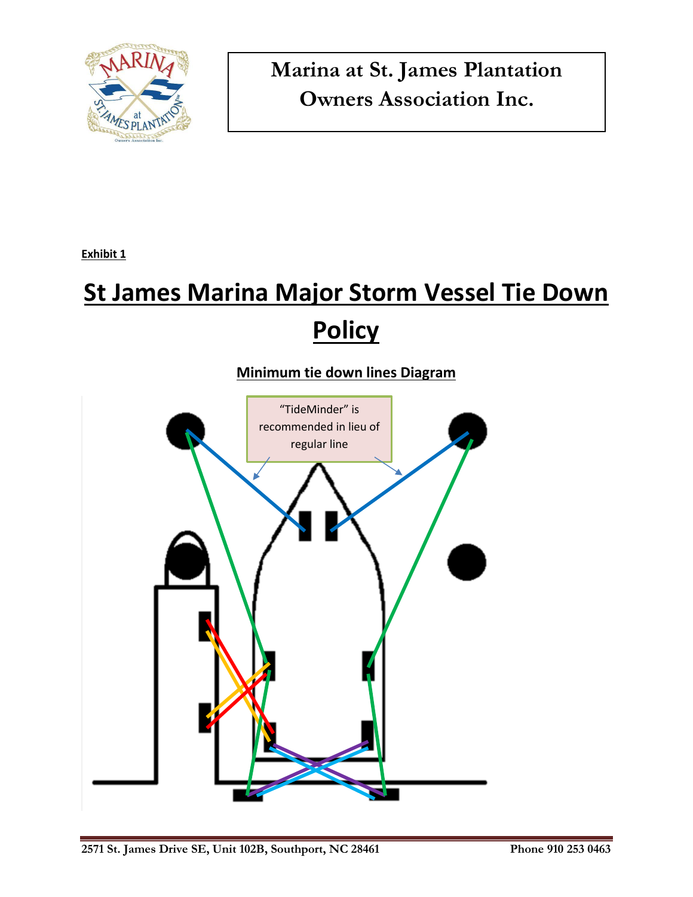**Marina at St. James Plantation Owners Association Inc.**

**Exhibit 1**

# St James Marina Major Storm Vessel Tie Down Policy

## Minimum tie down lines Diagram

"TideMinder" is recommended in lieu of regular line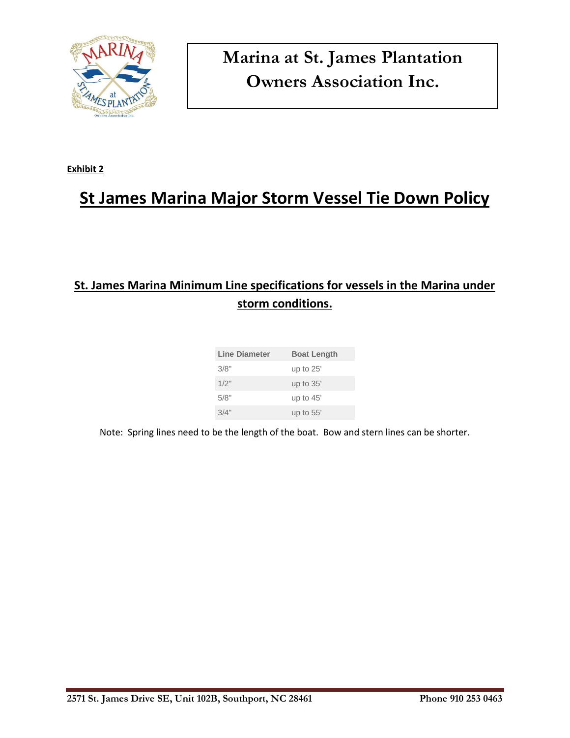# Marina at St. James Plantation Owners Association Inc.

**Exhibit 2**

## St James Marina Major Storm Vessel Tie Down Policy

### St. James Marina Minimum Line specifications for vessels in the Marina under storm conditions.

| Line Diameter | Boat Length |
|---|---|
| 3/8" | up to 25' |
| 1/2" | up to 35' |
| 5/8" | up to 45' |
| 3/4" | up to 55' |

Note: Spring lines need to be the length of the boat. Bow and stern lines can be shorter.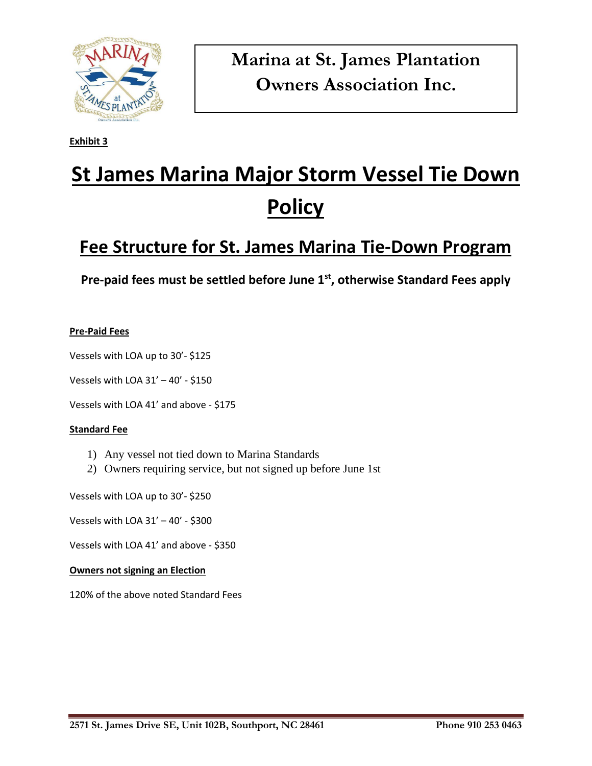# Marina at St. James Plantation Owners Association Inc.

**Exhibit 3**

# St James Marina Major Storm Vessel Tie Down Policy

## Fee Structure for St. James Marina Tie-Down Program

**Pre-paid fees must be settled before June 1st, otherwise Standard Fees apply**

**Pre-Paid Fees**

Vessels with LOA up to 30'- $125

Vessels with LOA 31' – 40' - $150

Vessels with LOA 41' and above - $175

**Standard Fee**

1) Any vessel not tied down to Marina Standards
2) Owners requiring service, but not signed up before June 1st

Vessels with LOA up to 30'- $250

Vessels with LOA 31' – 40' - $300

Vessels with LOA 41' and above - $350

**Owners not signing an Election**

120% of the above noted Standard Fees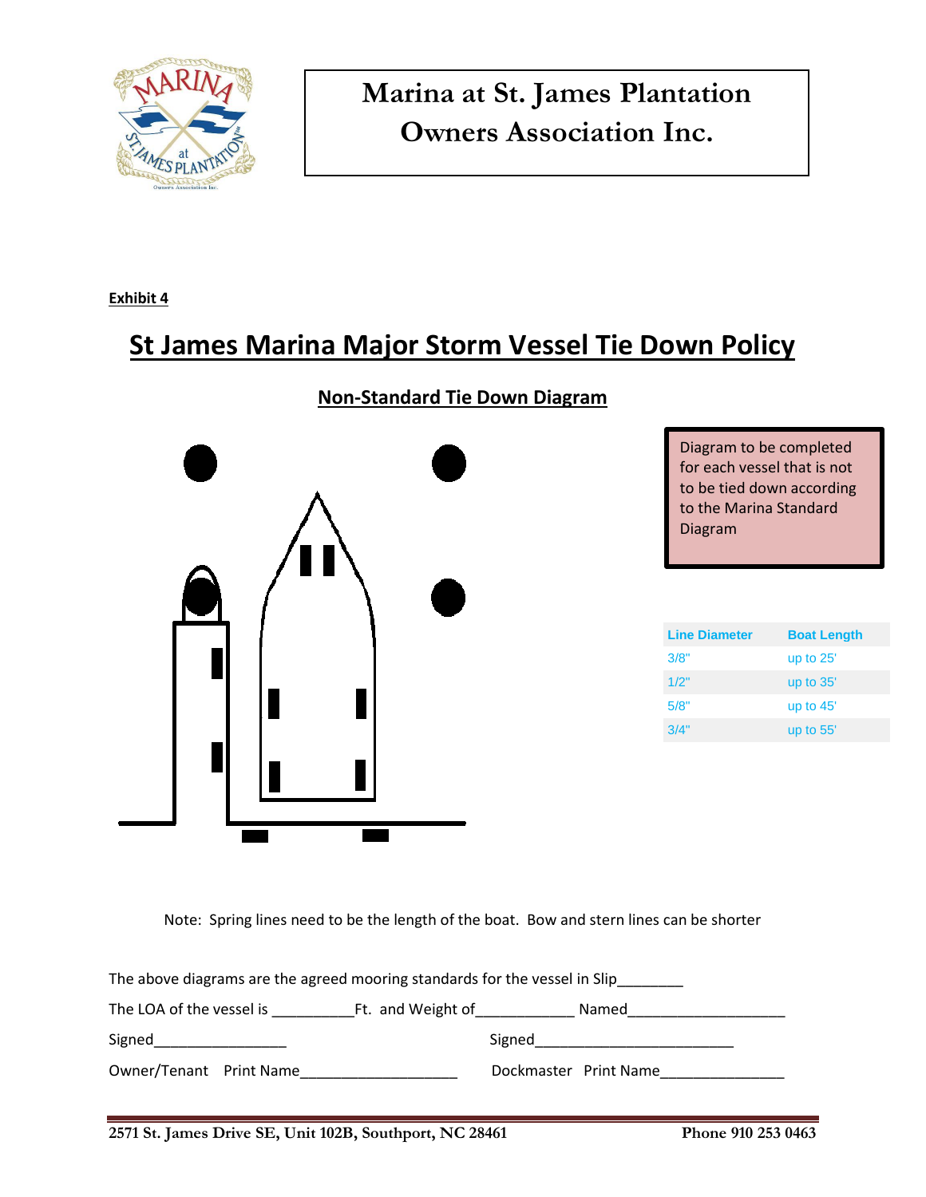# Marina at St. James Plantation Owners Association Inc.

**Exhibit 4**

## St James Marina Major Storm Vessel Tie Down Policy

### Non-Standard Tie Down Diagram

Diagram to be completed for each vessel that is not to be tied down according to the Marina Standard Diagram

| Line Diameter | Boat Length |
|---|---|
| 3/8" | up to 25' |
| 1/2" | up to 35' |
| 5/8" | up to 45' |
| 3/4" | up to 55' |

Note: Spring lines need to be the length of the boat. Bow and stern lines can be shorter

The above diagrams are the agreed mooring standards for the vessel in Slip________

The LOA of the vessel is __________Ft. and Weight of____________ Named___________________

Signed_________________ Signed_________________________

Owner/Tenant Print Name___________________ Dockmaster Print Name_______________

**2571 St. James Drive SE, Unit 102B, Southport, NC 28461** **Phone 910 253 0463**